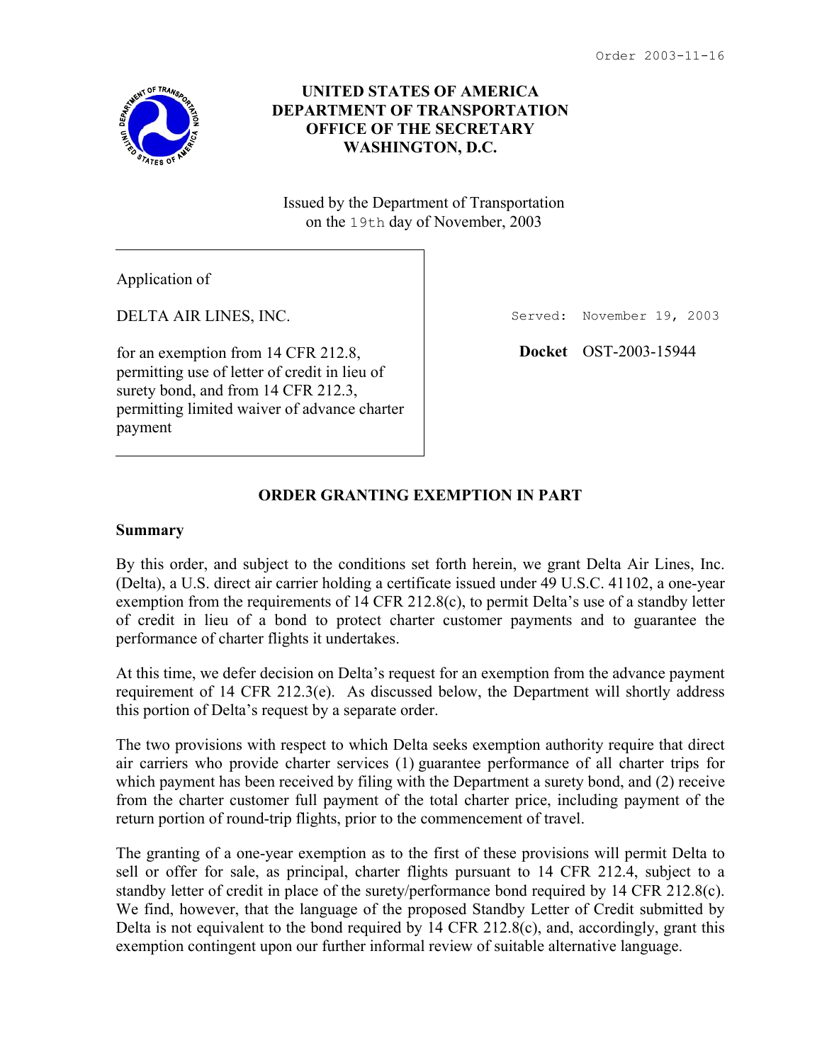Order 2003-11-16

**UNITED STATES OF AMERICA**
**DEPARTMENT OF TRANSPORTATION**
**OFFICE OF THE SECRETARY**
**WASHINGTON, D.C.**

Issued by the Department of Transportation
on the 19th day of November, 2003

Application of

DELTA AIR LINES, INC.

for an exemption from 14 CFR 212.8, permitting use of letter of credit in lieu of surety bond, and from 14 CFR 212.3, permitting limited waiver of advance charter payment

Served: November 19, 2003

**Docket** OST-2003-15944

## ORDER GRANTING EXEMPTION IN PART

### Summary

By this order, and subject to the conditions set forth herein, we grant Delta Air Lines, Inc. (Delta), a U.S. direct air carrier holding a certificate issued under 49 U.S.C. 41102, a one-year exemption from the requirements of 14 CFR 212.8(c), to permit Delta's use of a standby letter of credit in lieu of a bond to protect charter customer payments and to guarantee the performance of charter flights it undertakes.

At this time, we defer decision on Delta's request for an exemption from the advance payment requirement of 14 CFR 212.3(e). As discussed below, the Department will shortly address this portion of Delta's request by a separate order.

The two provisions with respect to which Delta seeks exemption authority require that direct air carriers who provide charter services (1) guarantee performance of all charter trips for which payment has been received by filing with the Department a surety bond, and (2) receive from the charter customer full payment of the total charter price, including payment of the return portion of round-trip flights, prior to the commencement of travel.

The granting of a one-year exemption as to the first of these provisions will permit Delta to sell or offer for sale, as principal, charter flights pursuant to 14 CFR 212.4, subject to a standby letter of credit in place of the surety/performance bond required by 14 CFR 212.8(c). We find, however, that the language of the proposed Standby Letter of Credit submitted by Delta is not equivalent to the bond required by 14 CFR 212.8(c), and, accordingly, grant this exemption contingent upon our further informal review of suitable alternative language.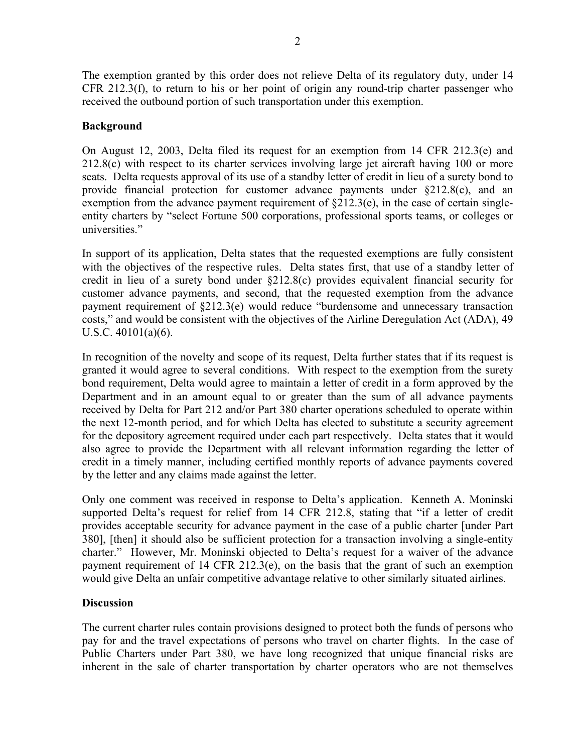The exemption granted by this order does not relieve Delta of its regulatory duty, under 14 CFR 212.3(f), to return to his or her point of origin any round-trip charter passenger who received the outbound portion of such transportation under this exemption.

**Background**

On August 12, 2003, Delta filed its request for an exemption from 14 CFR 212.3(e) and 212.8(c) with respect to its charter services involving large jet aircraft having 100 or more seats. Delta requests approval of its use of a standby letter of credit in lieu of a surety bond to provide financial protection for customer advance payments under §212.8(c), and an exemption from the advance payment requirement of §212.3(e), in the case of certain single-entity charters by "select Fortune 500 corporations, professional sports teams, or colleges or universities."

In support of its application, Delta states that the requested exemptions are fully consistent with the objectives of the respective rules. Delta states first, that use of a standby letter of credit in lieu of a surety bond under §212.8(c) provides equivalent financial security for customer advance payments, and second, that the requested exemption from the advance payment requirement of §212.3(e) would reduce "burdensome and unnecessary transaction costs," and would be consistent with the objectives of the Airline Deregulation Act (ADA), 49 U.S.C. 40101(a)(6).

In recognition of the novelty and scope of its request, Delta further states that if its request is granted it would agree to several conditions. With respect to the exemption from the surety bond requirement, Delta would agree to maintain a letter of credit in a form approved by the Department and in an amount equal to or greater than the sum of all advance payments received by Delta for Part 212 and/or Part 380 charter operations scheduled to operate within the next 12-month period, and for which Delta has elected to substitute a security agreement for the depository agreement required under each part respectively. Delta states that it would also agree to provide the Department with all relevant information regarding the letter of credit in a timely manner, including certified monthly reports of advance payments covered by the letter and any claims made against the letter.

Only one comment was received in response to Delta's application. Kenneth A. Moninski supported Delta's request for relief from 14 CFR 212.8, stating that "if a letter of credit provides acceptable security for advance payment in the case of a public charter [under Part 380], [then] it should also be sufficient protection for a transaction involving a single-entity charter." However, Mr. Moninski objected to Delta's request for a waiver of the advance payment requirement of 14 CFR 212.3(e), on the basis that the grant of such an exemption would give Delta an unfair competitive advantage relative to other similarly situated airlines.

**Discussion**

The current charter rules contain provisions designed to protect both the funds of persons who pay for and the travel expectations of persons who travel on charter flights. In the case of Public Charters under Part 380, we have long recognized that unique financial risks are inherent in the sale of charter transportation by charter operators who are not themselves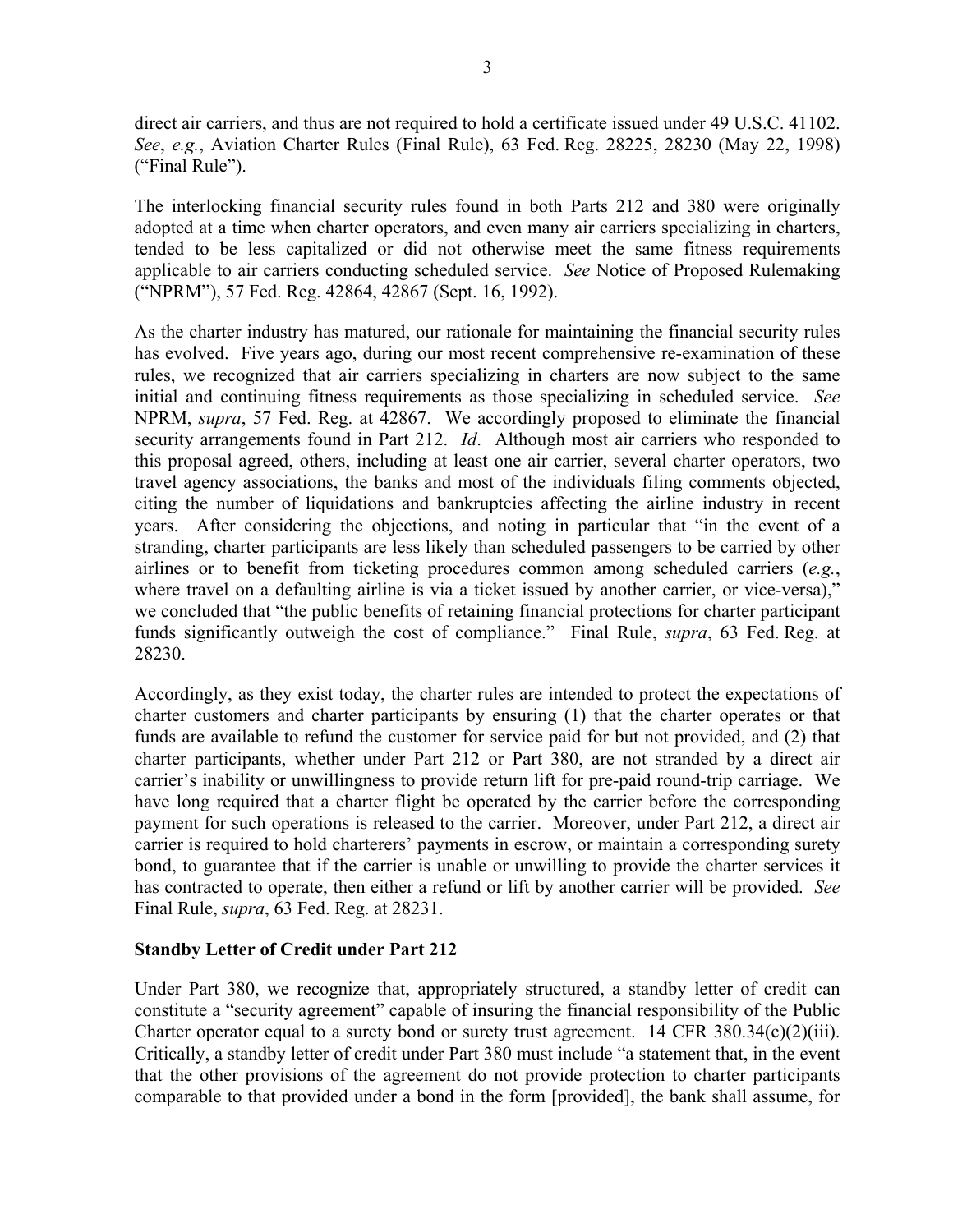direct air carriers, and thus are not required to hold a certificate issued under 49 U.S.C. 41102. *See*, *e.g.*, Aviation Charter Rules (Final Rule), 63 Fed. Reg. 28225, 28230 (May 22, 1998) ("Final Rule").

The interlocking financial security rules found in both Parts 212 and 380 were originally adopted at a time when charter operators, and even many air carriers specializing in charters, tended to be less capitalized or did not otherwise meet the same fitness requirements applicable to air carriers conducting scheduled service. *See* Notice of Proposed Rulemaking ("NPRM"), 57 Fed. Reg. 42864, 42867 (Sept. 16, 1992).

As the charter industry has matured, our rationale for maintaining the financial security rules has evolved. Five years ago, during our most recent comprehensive re-examination of these rules, we recognized that air carriers specializing in charters are now subject to the same initial and continuing fitness requirements as those specializing in scheduled service. *See* NPRM, *supra*, 57 Fed. Reg. at 42867. We accordingly proposed to eliminate the financial security arrangements found in Part 212. *Id*. Although most air carriers who responded to this proposal agreed, others, including at least one air carrier, several charter operators, two travel agency associations, the banks and most of the individuals filing comments objected, citing the number of liquidations and bankruptcies affecting the airline industry in recent years. After considering the objections, and noting in particular that "in the event of a stranding, charter participants are less likely than scheduled passengers to be carried by other airlines or to benefit from ticketing procedures common among scheduled carriers (*e.g.*, where travel on a defaulting airline is via a ticket issued by another carrier, or vice-versa)," we concluded that "the public benefits of retaining financial protections for charter participant funds significantly outweigh the cost of compliance." Final Rule, *supra*, 63 Fed. Reg. at 28230.

Accordingly, as they exist today, the charter rules are intended to protect the expectations of charter customers and charter participants by ensuring (1) that the charter operates or that funds are available to refund the customer for service paid for but not provided, and (2) that charter participants, whether under Part 212 or Part 380, are not stranded by a direct air carrier's inability or unwillingness to provide return lift for pre-paid round-trip carriage. We have long required that a charter flight be operated by the carrier before the corresponding payment for such operations is released to the carrier. Moreover, under Part 212, a direct air carrier is required to hold charterers' payments in escrow, or maintain a corresponding surety bond, to guarantee that if the carrier is unable or unwilling to provide the charter services it has contracted to operate, then either a refund or lift by another carrier will be provided. *See* Final Rule, *supra*, 63 Fed. Reg. at 28231.

**Standby Letter of Credit under Part 212**

Under Part 380, we recognize that, appropriately structured, a standby letter of credit can constitute a "security agreement" capable of insuring the financial responsibility of the Public Charter operator equal to a surety bond or surety trust agreement. 14 CFR 380.34(c)(2)(iii). Critically, a standby letter of credit under Part 380 must include "a statement that, in the event that the other provisions of the agreement do not provide protection to charter participants comparable to that provided under a bond in the form [provided], the bank shall assume, for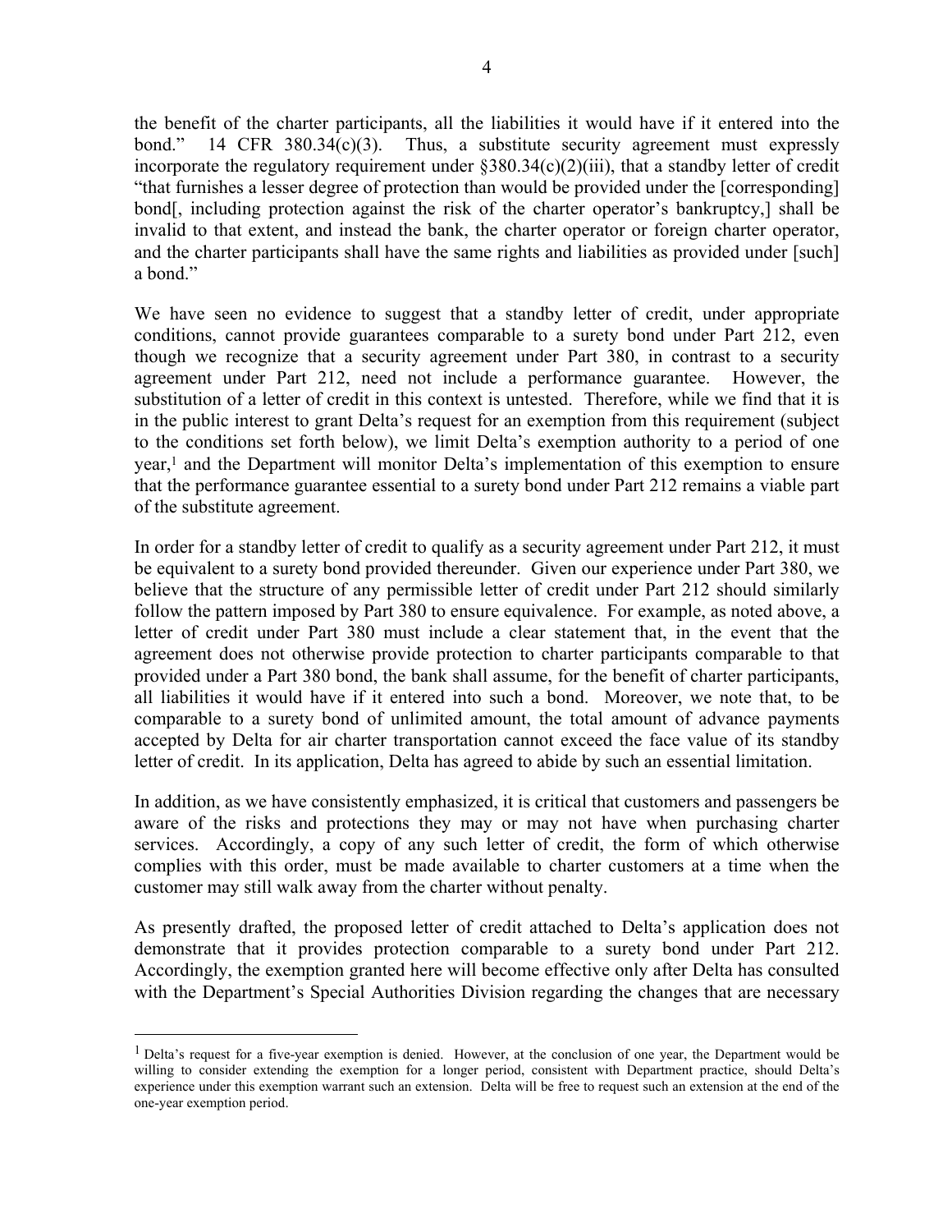the benefit of the charter participants, all the liabilities it would have if it entered into the bond." 14 CFR 380.34(c)(3). Thus, a substitute security agreement must expressly incorporate the regulatory requirement under §380.34(c)(2)(iii), that a standby letter of credit "that furnishes a lesser degree of protection than would be provided under the [corresponding] bond[, including protection against the risk of the charter operator's bankruptcy,] shall be invalid to that extent, and instead the bank, the charter operator or foreign charter operator, and the charter participants shall have the same rights and liabilities as provided under [such] a bond."

We have seen no evidence to suggest that a standby letter of credit, under appropriate conditions, cannot provide guarantees comparable to a surety bond under Part 212, even though we recognize that a security agreement under Part 380, in contrast to a security agreement under Part 212, need not include a performance guarantee. However, the substitution of a letter of credit in this context is untested. Therefore, while we find that it is in the public interest to grant Delta's request for an exemption from this requirement (subject to the conditions set forth below), we limit Delta's exemption authority to a period of one year,[1] and the Department will monitor Delta's implementation of this exemption to ensure that the performance guarantee essential to a surety bond under Part 212 remains a viable part of the substitute agreement.

In order for a standby letter of credit to qualify as a security agreement under Part 212, it must be equivalent to a surety bond provided thereunder. Given our experience under Part 380, we believe that the structure of any permissible letter of credit under Part 212 should similarly follow the pattern imposed by Part 380 to ensure equivalence. For example, as noted above, a letter of credit under Part 380 must include a clear statement that, in the event that the agreement does not otherwise provide protection to charter participants comparable to that provided under a Part 380 bond, the bank shall assume, for the benefit of charter participants, all liabilities it would have if it entered into such a bond. Moreover, we note that, to be comparable to a surety bond of unlimited amount, the total amount of advance payments accepted by Delta for air charter transportation cannot exceed the face value of its standby letter of credit. In its application, Delta has agreed to abide by such an essential limitation.

In addition, as we have consistently emphasized, it is critical that customers and passengers be aware of the risks and protections they may or may not have when purchasing charter services. Accordingly, a copy of any such letter of credit, the form of which otherwise complies with this order, must be made available to charter customers at a time when the customer may still walk away from the charter without penalty.

As presently drafted, the proposed letter of credit attached to Delta's application does not demonstrate that it provides protection comparable to a surety bond under Part 212. Accordingly, the exemption granted here will become effective only after Delta has consulted with the Department's Special Authorities Division regarding the changes that are necessary

[1] Delta's request for a five-year exemption is denied. However, at the conclusion of one year, the Department would be willing to consider extending the exemption for a longer period, consistent with Department practice, should Delta's experience under this exemption warrant such an extension. Delta will be free to request such an extension at the end of the one-year exemption period.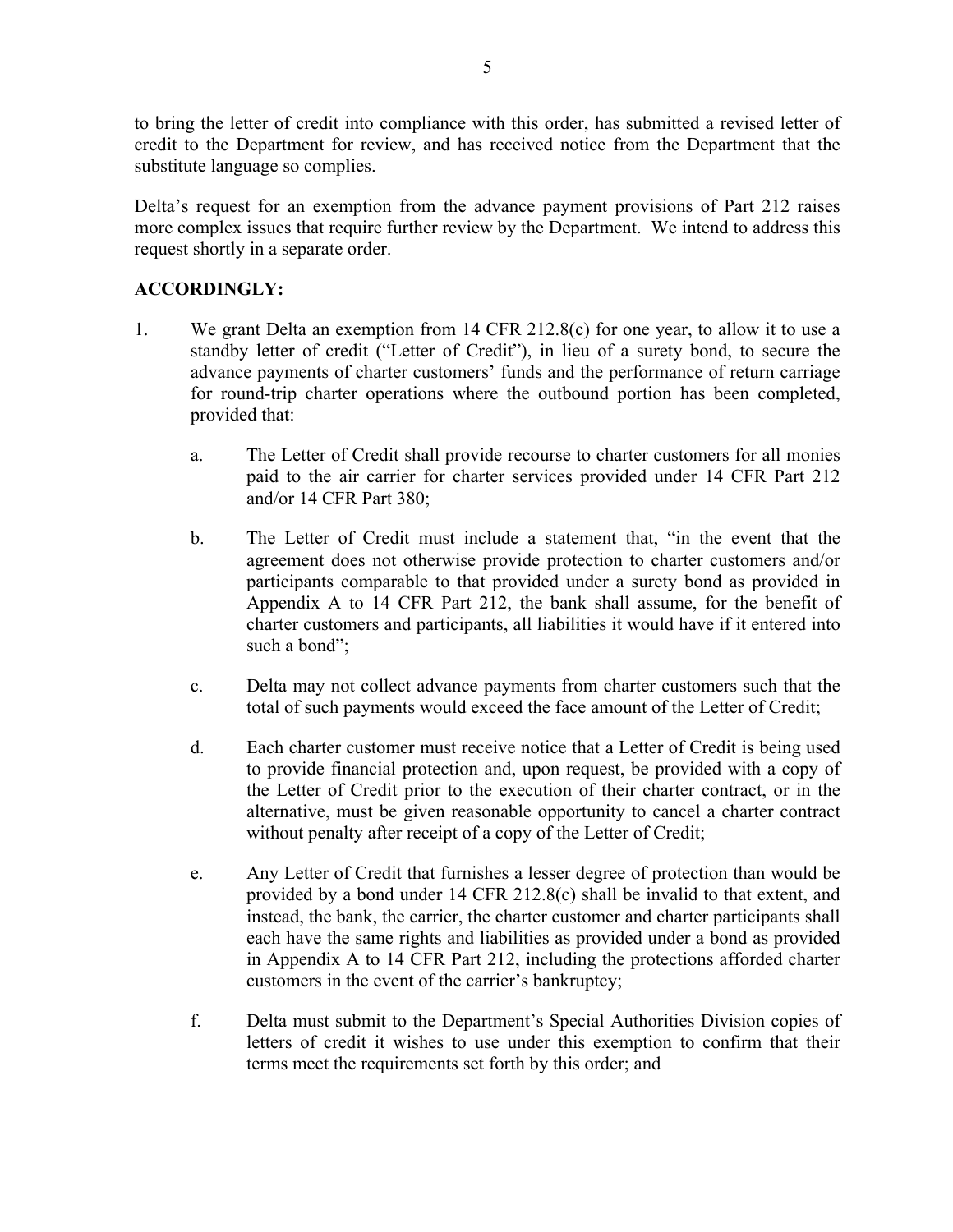to bring the letter of credit into compliance with this order, has submitted a revised letter of credit to the Department for review, and has received notice from the Department that the substitute language so complies.

Delta's request for an exemption from the advance payment provisions of Part 212 raises more complex issues that require further review by the Department. We intend to address this request shortly in a separate order.

**ACCORDINGLY:**

1. We grant Delta an exemption from 14 CFR 212.8(c) for one year, to allow it to use a standby letter of credit ("Letter of Credit"), in lieu of a surety bond, to secure the advance payments of charter customers' funds and the performance of return carriage for round-trip charter operations where the outbound portion has been completed, provided that:

   a. The Letter of Credit shall provide recourse to charter customers for all monies paid to the air carrier for charter services provided under 14 CFR Part 212 and/or 14 CFR Part 380;

   b. The Letter of Credit must include a statement that, "in the event that the agreement does not otherwise provide protection to charter customers and/or participants comparable to that provided under a surety bond as provided in Appendix A to 14 CFR Part 212, the bank shall assume, for the benefit of charter customers and participants, all liabilities it would have if it entered into such a bond";

   c. Delta may not collect advance payments from charter customers such that the total of such payments would exceed the face amount of the Letter of Credit;

   d. Each charter customer must receive notice that a Letter of Credit is being used to provide financial protection and, upon request, be provided with a copy of the Letter of Credit prior to the execution of their charter contract, or in the alternative, must be given reasonable opportunity to cancel a charter contract without penalty after receipt of a copy of the Letter of Credit;

   e. Any Letter of Credit that furnishes a lesser degree of protection than would be provided by a bond under 14 CFR 212.8(c) shall be invalid to that extent, and instead, the bank, the carrier, the charter customer and charter participants shall each have the same rights and liabilities as provided under a bond as provided in Appendix A to 14 CFR Part 212, including the protections afforded charter customers in the event of the carrier's bankruptcy;

   f. Delta must submit to the Department's Special Authorities Division copies of letters of credit it wishes to use under this exemption to confirm that their terms meet the requirements set forth by this order; and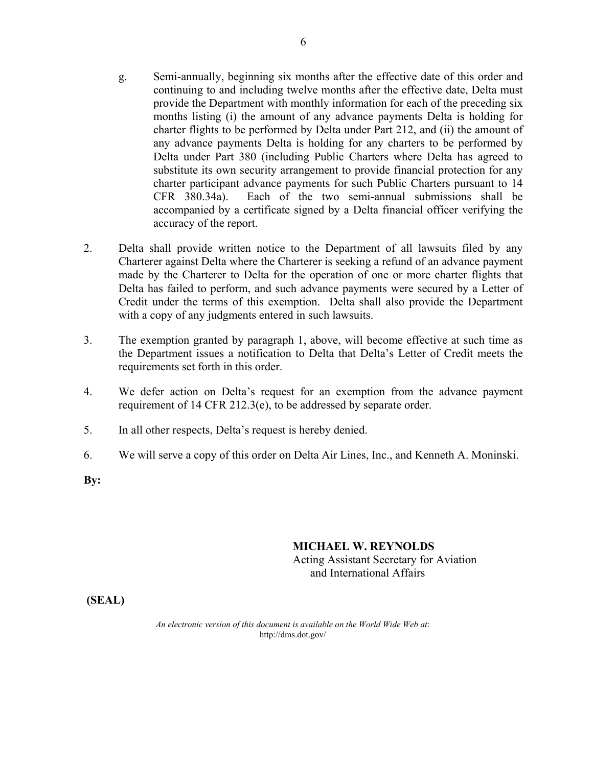g. Semi-annually, beginning six months after the effective date of this order and continuing to and including twelve months after the effective date, Delta must provide the Department with monthly information for each of the preceding six months listing (i) the amount of any advance payments Delta is holding for charter flights to be performed by Delta under Part 212, and (ii) the amount of any advance payments Delta is holding for any charters to be performed by Delta under Part 380 (including Public Charters where Delta has agreed to substitute its own security arrangement to provide financial protection for any charter participant advance payments for such Public Charters pursuant to 14 CFR 380.34a). Each of the two semi-annual submissions shall be accompanied by a certificate signed by a Delta financial officer verifying the accuracy of the report.

2. Delta shall provide written notice to the Department of all lawsuits filed by any Charterer against Delta where the Charterer is seeking a refund of an advance payment made by the Charterer to Delta for the operation of one or more charter flights that Delta has failed to perform, and such advance payments were secured by a Letter of Credit under the terms of this exemption. Delta shall also provide the Department with a copy of any judgments entered in such lawsuits.

3. The exemption granted by paragraph 1, above, will become effective at such time as the Department issues a notification to Delta that Delta's Letter of Credit meets the requirements set forth in this order.

4. We defer action on Delta's request for an exemption from the advance payment requirement of 14 CFR 212.3(e), to be addressed by separate order.

5. In all other respects, Delta's request is hereby denied.

6. We will serve a copy of this order on Delta Air Lines, Inc., and Kenneth A. Moninski.

**By:**

**MICHAEL W. REYNOLDS**
Acting Assistant Secretary for Aviation
and International Affairs

**(SEAL)**

*An electronic version of this document is available on the World Wide Web at*:
http://dms.dot.gov/